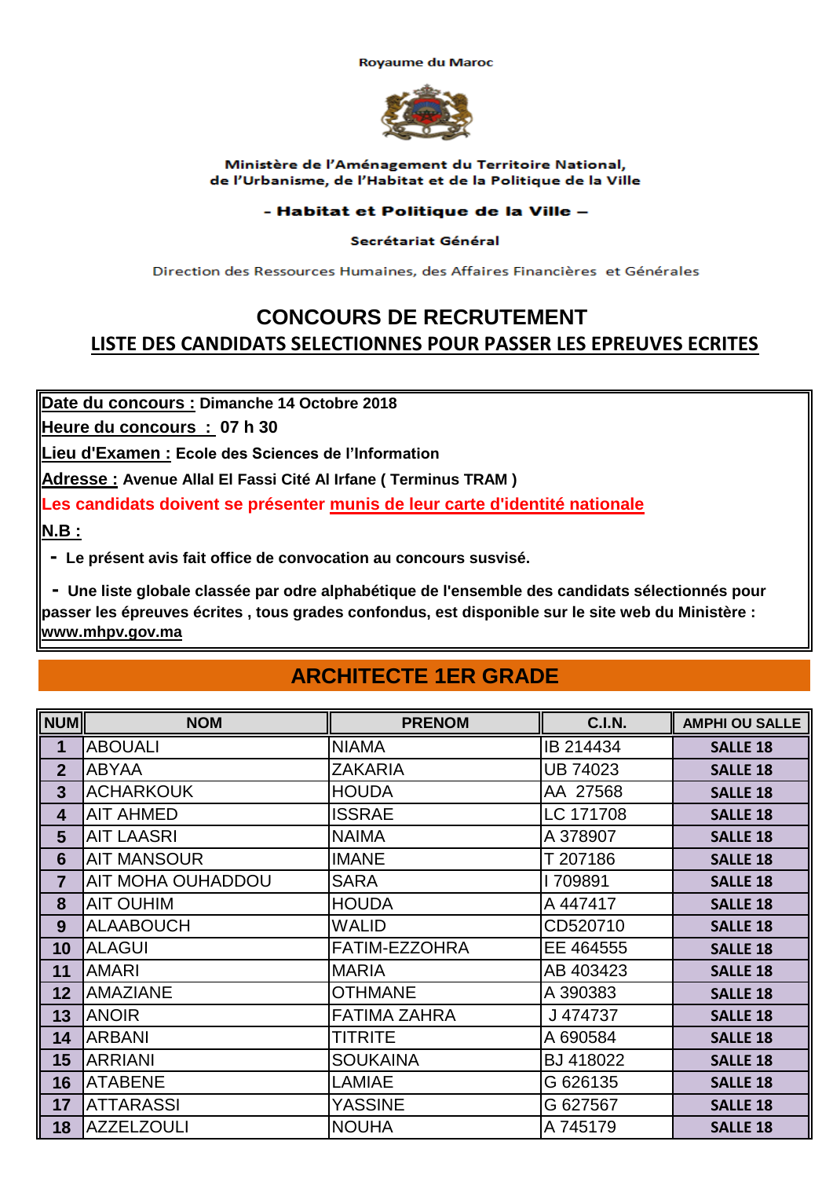Royaume du Maroc

**Ministère de l'Aménagement du Territoire National, de l'Urbanisme, de l'Habitat et de la Politique de la Ville**

**- Habitat et Politique de la Ville –**

**Secrétariat Général**

Direction des Ressources Humaines, des Affaires Financières et Générales

# CONCOURS DE RECRUTEMENT

## LISTE DES CANDIDATS SELECTIONNES POUR PASSER LES EPREUVES ECRITES

**Date du concours :** Dimanche 14 Octobre 2018

**Heure du concours :** 07 h 30

**Lieu d'Examen :** Ecole des Sciences de l'Information

**Adresse :** Avenue Allal El Fassi Cité Al Irfane ( Terminus TRAM )

**Les candidats doivent se présenter munis de leur carte d'identité nationale**

**N.B :**

- **Le présent avis fait office de convocation au concours susvisé.**
- **Une liste globale classée par odre alphabétique de l'ensemble des candidats sélectionnés pour passer les épreuves écrites , tous grades confondus, est disponible sur le site web du Ministère : www.mhpv.gov.ma**

## ARCHITECTE 1ER GRADE

| NUM | NOM | PRENOM | C.I.N. | AMPHI OU SALLE |
|---|---|---|---|---|
| 1 | ABOUALI | NIAMA | IB 214434 | SALLE 18 |
| 2 | ABYAA | ZAKARIA | UB 74023 | SALLE 18 |
| 3 | ACHARKOUK | HOUDA | AA 27568 | SALLE 18 |
| 4 | AIT AHMED | ISSRAE | LC 171708 | SALLE 18 |
| 5 | AIT LAASRI | NAIMA | A 378907 | SALLE 18 |
| 6 | AIT MANSOUR | IMANE | T 207186 | SALLE 18 |
| 7 | AIT MOHA OUHADDOU | SARA | I 709891 | SALLE 18 |
| 8 | AIT OUHIM | HOUDA | A 447417 | SALLE 18 |
| 9 | ALAABOUCH | WALID | CD520710 | SALLE 18 |
| 10 | ALAGUI | FATIM-EZZOHRA | EE 464555 | SALLE 18 |
| 11 | AMARI | MARIA | AB 403423 | SALLE 18 |
| 12 | AMAZIANE | OTHMANE | A 390383 | SALLE 18 |
| 13 | ANOIR | FATIMA ZAHRA | J 474737 | SALLE 18 |
| 14 | ARBANI | TITRITE | A 690584 | SALLE 18 |
| 15 | ARRIANI | SOUKAINA | BJ 418022 | SALLE 18 |
| 16 | ATABENE | LAMIAE | G 626135 | SALLE 18 |
| 17 | ATTARASSI | YASSINE | G 627567 | SALLE 18 |
| 18 | AZZELZOULI | NOUHA | A 745179 | SALLE 18 |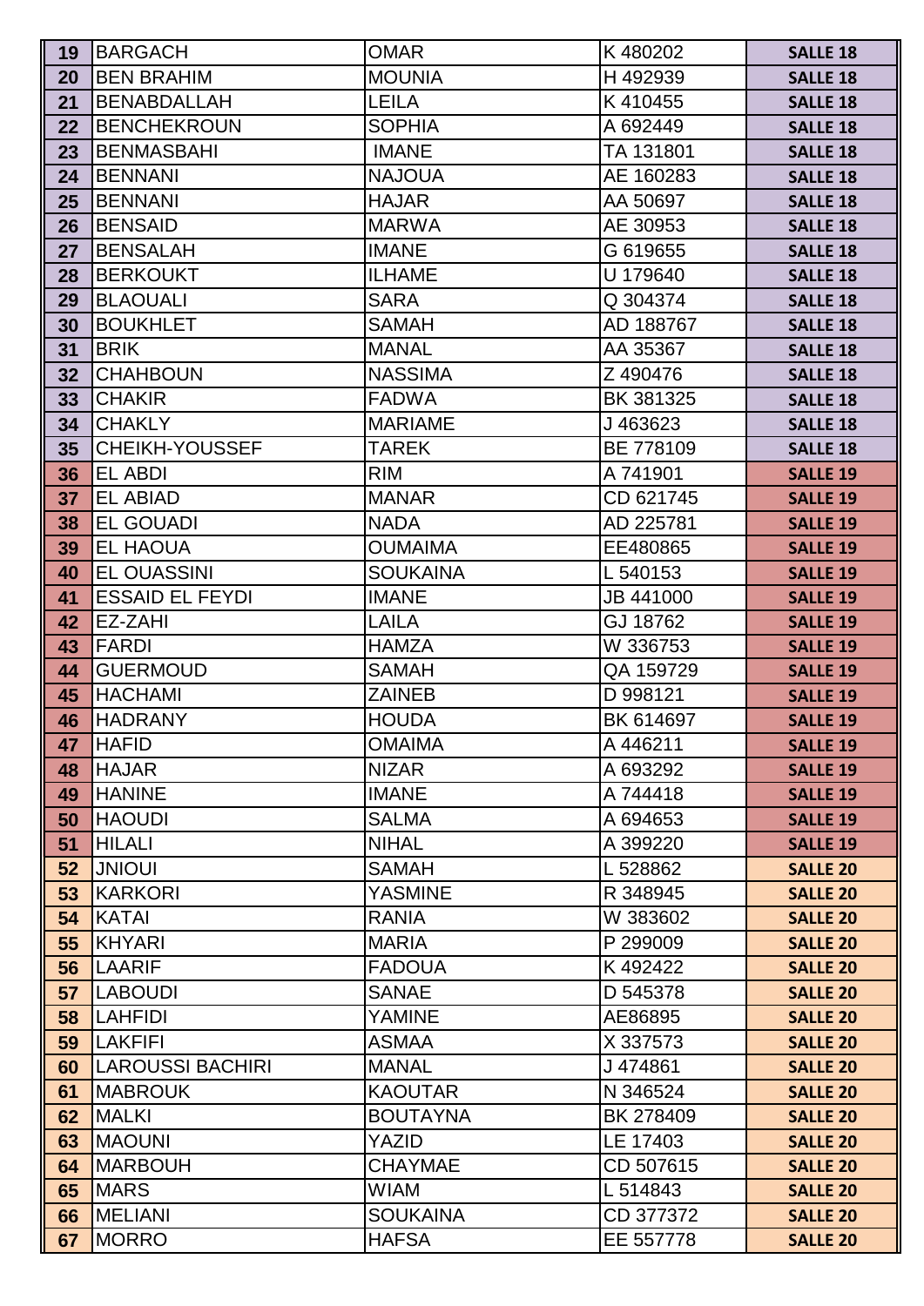| 19 | BARGACH | OMAR | K 480202 | SALLE 18 |
|---|---|---|---|---|
| 20 | BEN BRAHIM | MOUNIA | H 492939 | SALLE 18 |
| 21 | BENABDALLAH | LEILA | K 410455 | SALLE 18 |
| 22 | BENCHEKROUN | SOPHIA | A 692449 | SALLE 18 |
| 23 | BENMASBAHI | IMANE | TA 131801 | SALLE 18 |
| 24 | BENNANI | NAJOUA | AE 160283 | SALLE 18 |
| 25 | BENNANI | HAJAR | AA 50697 | SALLE 18 |
| 26 | BENSAID | MARWA | AE 30953 | SALLE 18 |
| 27 | BENSALAH | IMANE | G 619655 | SALLE 18 |
| 28 | BERKOUKT | ILHAME | U 179640 | SALLE 18 |
| 29 | BLAOUALI | SARA | Q 304374 | SALLE 18 |
| 30 | BOUKHLET | SAMAH | AD 188767 | SALLE 18 |
| 31 | BRIK | MANAL | AA 35367 | SALLE 18 |
| 32 | CHAHBOUN | NASSIMA | Z 490476 | SALLE 18 |
| 33 | CHAKIR | FADWA | BK 381325 | SALLE 18 |
| 34 | CHAKLY | MARIAME | J 463623 | SALLE 18 |
| 35 | CHEIKH-YOUSSEF | TAREK | BE 778109 | SALLE 18 |
| 36 | EL ABDI | RIM | A 741901 | SALLE 19 |
| 37 | EL ABIAD | MANAR | CD 621745 | SALLE 19 |
| 38 | EL GOUADI | NADA | AD 225781 | SALLE 19 |
| 39 | EL HAOUA | OUMAIMA | EE480865 | SALLE 19 |
| 40 | EL OUASSINI | SOUKAINA | L 540153 | SALLE 19 |
| 41 | ESSAID EL FEYDI | IMANE | JB 441000 | SALLE 19 |
| 42 | EZ-ZAHI | LAILA | GJ 18762 | SALLE 19 |
| 43 | FARDI | HAMZA | W 336753 | SALLE 19 |
| 44 | GUERMOUD | SAMAH | QA 159729 | SALLE 19 |
| 45 | HACHAMI | ZAINEB | D 998121 | SALLE 19 |
| 46 | HADRANY | HOUDA | BK 614697 | SALLE 19 |
| 47 | HAFID | OMAIMA | A 446211 | SALLE 19 |
| 48 | HAJAR | NIZAR | A 693292 | SALLE 19 |
| 49 | HANINE | IMANE | A 744418 | SALLE 19 |
| 50 | HAOUDI | SALMA | A 694653 | SALLE 19 |
| 51 | HILALI | NIHAL | A 399220 | SALLE 19 |
| 52 | JNIOUI | SAMAH | L 528862 | SALLE 20 |
| 53 | KARKORI | YASMINE | R 348945 | SALLE 20 |
| 54 | KATAI | RANIA | W 383602 | SALLE 20 |
| 55 | KHYARI | MARIA | P 299009 | SALLE 20 |
| 56 | LAARIF | FADOUA | K 492422 | SALLE 20 |
| 57 | LABOUDI | SANAE | D 545378 | SALLE 20 |
| 58 | LAHFIDI | YAMINE | AE86895 | SALLE 20 |
| 59 | LAKFIFI | ASMAA | X 337573 | SALLE 20 |
| 60 | LAROUSSI BACHIRI | MANAL | J 474861 | SALLE 20 |
| 61 | MABROUK | KAOUTAR | N 346524 | SALLE 20 |
| 62 | MALKI | BOUTAYNA | BK 278409 | SALLE 20 |
| 63 | MAOUNI | YAZID | LE 17403 | SALLE 20 |
| 64 | MARBOUH | CHAYMAE | CD 507615 | SALLE 20 |
| 65 | MARS | WIAM | L 514843 | SALLE 20 |
| 66 | MELIANI | SOUKAINA | CD 377372 | SALLE 20 |
| 67 | MORRO | HAFSA | EE 557778 | SALLE 20 |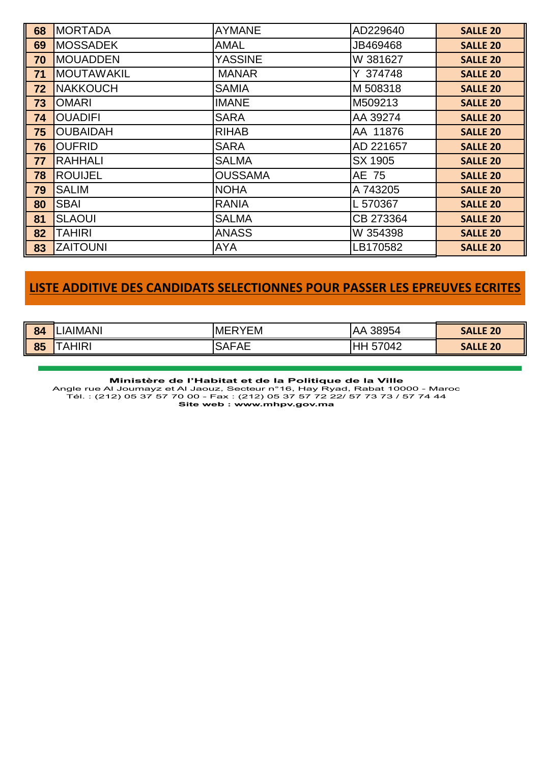| | | | | |
|---|---|---|---|---|
| **68** | MORTADA | AYMANE | AD229640 | **SALLE 20** |
| **69** | MOSSADEK | AMAL | JB469468 | **SALLE 20** |
| **70** | MOUADDEN | YASSINE | W 381627 | **SALLE 20** |
| **71** | MOUTAWAKIL | MANAR | Y 374748 | **SALLE 20** |
| **72** | NAKKOUCH | SAMIA | M 508318 | **SALLE 20** |
| **73** | OMARI | IMANE | M509213 | **SALLE 20** |
| **74** | OUADIFI | SARA | AA 39274 | **SALLE 20** |
| **75** | OUBAIDAH | RIHAB | AA 11876 | **SALLE 20** |
| **76** | OUFRID | SARA | AD 221657 | **SALLE 20** |
| **77** | RAHHALI | SALMA | SX 1905 | **SALLE 20** |
| **78** | ROUIJEL | OUSSAMA | AE 75 | **SALLE 20** |
| **79** | SALIM | NOHA | A 743205 | **SALLE 20** |
| **80** | SBAI | RANIA | L 570367 | **SALLE 20** |
| **81** | SLAOUI | SALMA | CB 273364 | **SALLE 20** |
| **82** | TAHIRI | ANASS | W 354398 | **SALLE 20** |
| **83** | ZAITOUNI | AYA | LB170582 | **SALLE 20** |

## LISTE ADDITIVE DES CANDIDATS SELECTIONNES POUR PASSER LES EPREUVES ECRITES

| | | | | |
|---|---|---|---|---|
| **84** | LIAIMANI | MERYEM | AA 38954 | **SALLE 20** |
| **85** | TAHIRI | SAFAE | HH 57042 | **SALLE 20** |

**Ministère de l'Habitat et de la Politique de la Ville**
Angle rue Al Joumayz et Al Jaouz, Secteur n°16, Hay Ryad, Rabat 10000 - Maroc
Tél. : (212) 05 37 57 70 00 - Fax : (212) 05 37 57 72 22/ 57 73 73 / 57 74 44
**Site web : www.mhpv.gov.ma**